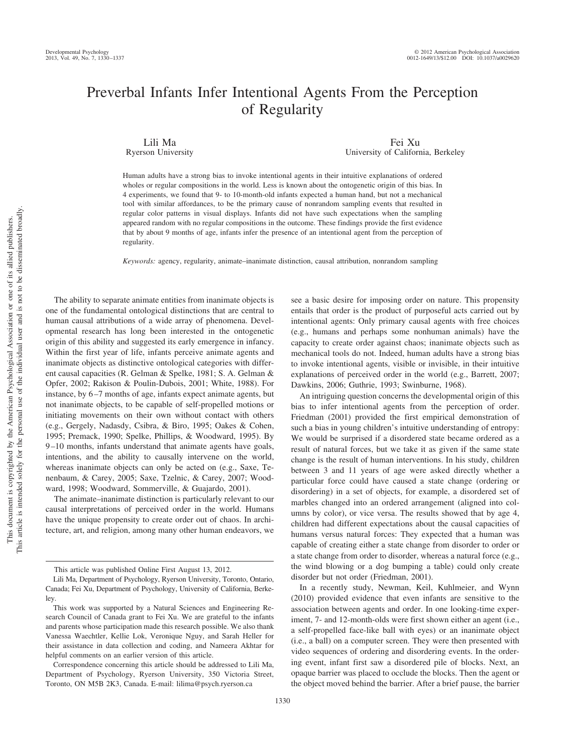# Preverbal Infants Infer Intentional Agents From the Perception of Regularity

Lili Ma
Ryerson University

Fei Xu
University of California, Berkeley

Human adults have a strong bias to invoke intentional agents in their intuitive explanations of ordered wholes or regular compositions in the world. Less is known about the ontogenetic origin of this bias. In 4 experiments, we found that 9- to 10-month-old infants expected a human hand, but not a mechanical tool with similar affordances, to be the primary cause of nonrandom sampling events that resulted in regular color patterns in visual displays. Infants did not have such expectations when the sampling appeared random with no regular compositions in the outcome. These findings provide the first evidence that by about 9 months of age, infants infer the presence of an intentional agent from the perception of regularity.

*Keywords:* agency, regularity, animate–inanimate distinction, causal attribution, nonrandom sampling

The ability to separate animate entities from inanimate objects is one of the fundamental ontological distinctions that are central to human causal attributions of a wide array of phenomena. Developmental research has long been interested in the ontogenetic origin of this ability and suggested its early emergence in infancy. Within the first year of life, infants perceive animate agents and inanimate objects as distinctive ontological categories with different causal capacities (R. Gelman & Spelke, 1981; S. A. Gelman & Opfer, 2002; Rakison & Poulin-Dubois, 2001; White, 1988). For instance, by 6–7 months of age, infants expect animate agents, but not inanimate objects, to be capable of self-propelled motions or initiating movements on their own without contact with others (e.g., Gergely, Nadasdy, Csibra, & Biro, 1995; Oakes & Cohen, 1995; Premack, 1990; Spelke, Phillips, & Woodward, 1995). By 9–10 months, infants understand that animate agents have goals, intentions, and the ability to causally intervene on the world, whereas inanimate objects can only be acted on (e.g., Saxe, Tenenbaum, & Carey, 2005; Saxe, Tzelnic, & Carey, 2007; Woodward, 1998; Woodward, Sommerville, & Guajardo, 2001).

The animate–inanimate distinction is particularly relevant to our causal interpretations of perceived order in the world. Humans have the unique propensity to create order out of chaos. In architecture, art, and religion, among many other human endeavors, we see a basic desire for imposing order on nature. This propensity entails that order is the product of purposeful acts carried out by intentional agents: Only primary causal agents with free choices (e.g., humans and perhaps some nonhuman animals) have the capacity to create order against chaos; inanimate objects such as mechanical tools do not. Indeed, human adults have a strong bias to invoke intentional agents, visible or invisible, in their intuitive explanations of perceived order in the world (e.g., Barrett, 2007; Dawkins, 2006; Guthrie, 1993; Swinburne, 1968).

An intriguing question concerns the developmental origin of this bias to infer intentional agents from the perception of order. Friedman (2001) provided the first empirical demonstration of such a bias in young children's intuitive understanding of entropy: We would be surprised if a disordered state became ordered as a result of natural forces, but we take it as given if the same state change is the result of human interventions. In his study, children between 3 and 11 years of age were asked directly whether a particular force could have caused a state change (ordering or disordering) in a set of objects, for example, a disordered set of marbles changed into an ordered arrangement (aligned into columns by color), or vice versa. The results showed that by age 4, children had different expectations about the causal capacities of humans versus natural forces: They expected that a human was capable of creating either a state change from disorder to order or a state change from order to disorder, whereas a natural force (e.g., the wind blowing or a dog bumping a table) could only create disorder but not order (Friedman, 2001).

In a recently study, Newman, Keil, Kuhlmeier, and Wynn (2010) provided evidence that even infants are sensitive to the association between agents and order. In one looking-time experiment, 7- and 12-month-olds were first shown either an agent (i.e., a self-propelled face-like ball with eyes) or an inanimate object (i.e., a ball) on a computer screen. They were then presented with video sequences of ordering and disordering events. In the ordering event, infant first saw a disordered pile of blocks. Next, an opaque barrier was placed to occlude the blocks. Then the agent or the object moved behind the barrier. After a brief pause, the barrier

This article was published Online First August 13, 2012.

Lili Ma, Department of Psychology, Ryerson University, Toronto, Ontario, Canada; Fei Xu, Department of Psychology, University of California, Berkeley.

This work was supported by a Natural Sciences and Engineering Research Council of Canada grant to Fei Xu. We are grateful to the infants and parents whose participation made this research possible. We also thank Vanessa Waechtler, Kellie Lok, Veronique Nguy, and Sarah Heller for their assistance in data collection and coding, and Nameera Akhtar for helpful comments on an earlier version of this article.

Correspondence concerning this article should be addressed to Lili Ma, Department of Psychology, Ryerson University, 350 Victoria Street, Toronto, ON M5B 2K3, Canada. E-mail: lilima@psych.ryerson.ca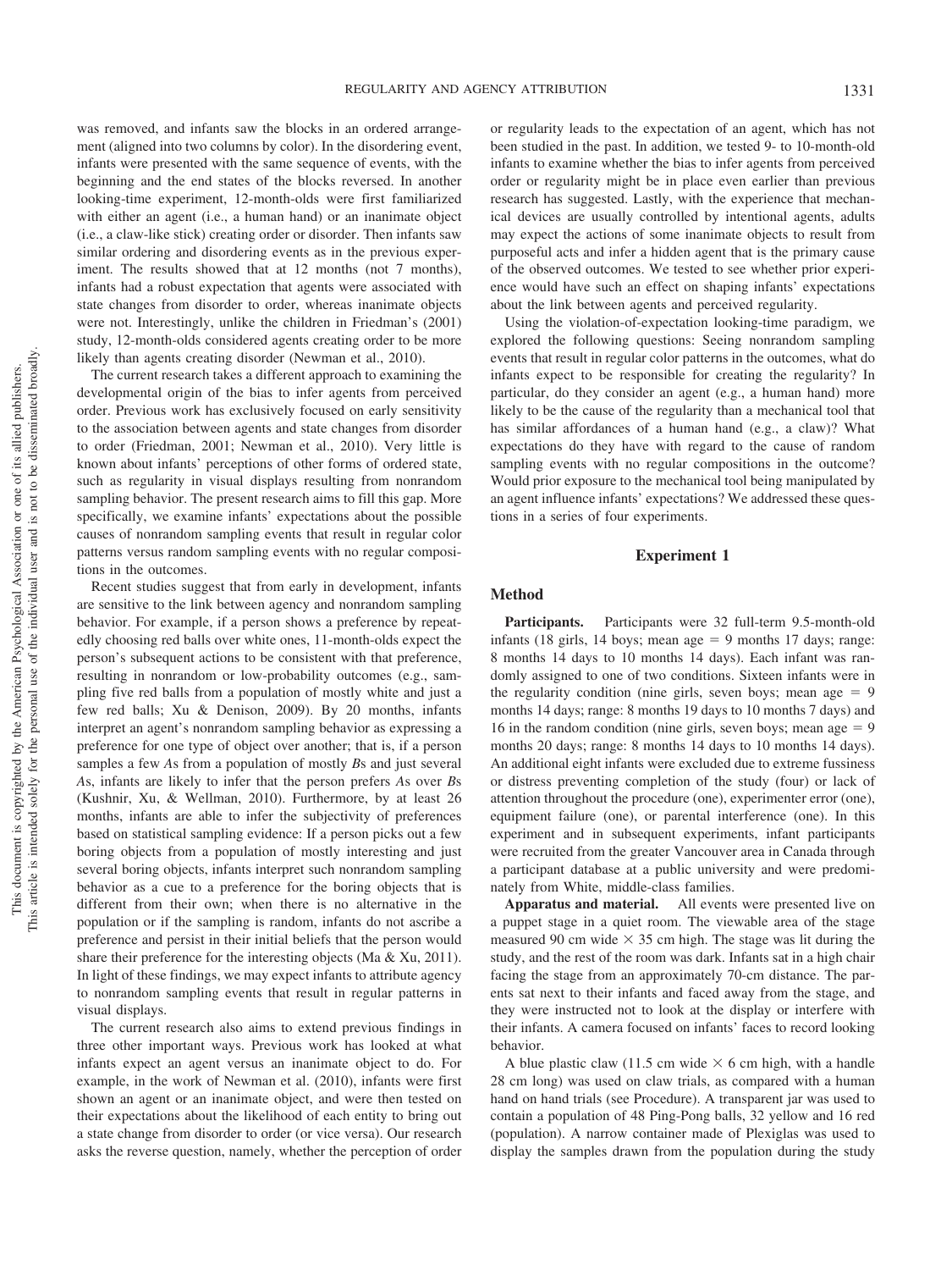was removed, and infants saw the blocks in an ordered arrangement (aligned into two columns by color). In the disordering event, infants were presented with the same sequence of events, with the beginning and the end states of the blocks reversed. In another looking-time experiment, 12-month-olds were first familiarized with either an agent (i.e., a human hand) or an inanimate object (i.e., a claw-like stick) creating order or disorder. Then infants saw similar ordering and disordering events as in the previous experiment. The results showed that at 12 months (not 7 months), infants had a robust expectation that agents were associated with state changes from disorder to order, whereas inanimate objects were not. Interestingly, unlike the children in Friedman's (2001) study, 12-month-olds considered agents creating order to be more likely than agents creating disorder (Newman et al., 2010).

The current research takes a different approach to examining the developmental origin of the bias to infer agents from perceived order. Previous work has exclusively focused on early sensitivity to the association between agents and state changes from disorder to order (Friedman, 2001; Newman et al., 2010). Very little is known about infants' perceptions of other forms of ordered state, such as regularity in visual displays resulting from nonrandom sampling behavior. The present research aims to fill this gap. More specifically, we examine infants' expectations about the possible causes of nonrandom sampling events that result in regular color patterns versus random sampling events with no regular compositions in the outcomes.

Recent studies suggest that from early in development, infants are sensitive to the link between agency and nonrandom sampling behavior. For example, if a person shows a preference by repeatedly choosing red balls over white ones, 11-month-olds expect the person's subsequent actions to be consistent with that preference, resulting in nonrandom or low-probability outcomes (e.g., sampling five red balls from a population of mostly white and just a few red balls; Xu & Denison, 2009). By 20 months, infants interpret an agent's nonrandom sampling behavior as expressing a preference for one type of object over another; that is, if a person samples a few *A*s from a population of mostly *B*s and just several *A*s, infants are likely to infer that the person prefers *A*s over *B*s (Kushnir, Xu, & Wellman, 2010). Furthermore, by at least 26 months, infants are able to infer the subjectivity of preferences based on statistical sampling evidence: If a person picks out a few boring objects from a population of mostly interesting and just several boring objects, infants interpret such nonrandom sampling behavior as a cue to a preference for the boring objects that is different from their own; when there is no alternative in the population or if the sampling is random, infants do not ascribe a preference and persist in their initial beliefs that the person would share their preference for the interesting objects (Ma & Xu, 2011). In light of these findings, we may expect infants to attribute agency to nonrandom sampling events that result in regular patterns in visual displays.

The current research also aims to extend previous findings in three other important ways. Previous work has looked at what infants expect an agent versus an inanimate object to do. For example, in the work of Newman et al. (2010), infants were first shown an agent or an inanimate object, and were then tested on their expectations about the likelihood of each entity to bring out a state change from disorder to order (or vice versa). Our research asks the reverse question, namely, whether the perception of order or regularity leads to the expectation of an agent, which has not been studied in the past. In addition, we tested 9- to 10-month-old infants to examine whether the bias to infer agents from perceived order or regularity might be in place even earlier than previous research has suggested. Lastly, with the experience that mechanical devices are usually controlled by intentional agents, adults may expect the actions of some inanimate objects to result from purposeful acts and infer a hidden agent that is the primary cause of the observed outcomes. We tested to see whether prior experience would have such an effect on shaping infants' expectations about the link between agents and perceived regularity.

Using the violation-of-expectation looking-time paradigm, we explored the following questions: Seeing nonrandom sampling events that result in regular color patterns in the outcomes, what do infants expect to be responsible for creating the regularity? In particular, do they consider an agent (e.g., a human hand) more likely to be the cause of the regularity than a mechanical tool that has similar affordances of a human hand (e.g., a claw)? What expectations do they have with regard to the cause of random sampling events with no regular compositions in the outcome? Would prior exposure to the mechanical tool being manipulated by an agent influence infants' expectations? We addressed these questions in a series of four experiments.

## Experiment 1

### Method

**Participants.** Participants were 32 full-term 9.5-month-old infants (18 girls, 14 boys; mean age = 9 months 17 days; range: 8 months 14 days to 10 months 14 days). Each infant was randomly assigned to one of two conditions. Sixteen infants were in the regularity condition (nine girls, seven boys; mean age = 9 months 14 days; range: 8 months 19 days to 10 months 7 days) and 16 in the random condition (nine girls, seven boys; mean age = 9 months 20 days; range: 8 months 14 days to 10 months 14 days). An additional eight infants were excluded due to extreme fussiness or distress preventing completion of the study (four) or lack of attention throughout the procedure (one), experimenter error (one), equipment failure (one), or parental interference (one). In this experiment and in subsequent experiments, infant participants were recruited from the greater Vancouver area in Canada through a participant database at a public university and were predominately from White, middle-class families.

**Apparatus and material.** All events were presented live on a puppet stage in a quiet room. The viewable area of the stage measured 90 cm wide × 35 cm high. The stage was lit during the study, and the rest of the room was dark. Infants sat in a high chair facing the stage from an approximately 70-cm distance. The parents sat next to their infants and faced away from the stage, and they were instructed not to look at the display or interfere with their infants. A camera focused on infants' faces to record looking behavior.

A blue plastic claw (11.5 cm wide × 6 cm high, with a handle 28 cm long) was used on claw trials, as compared with a human hand on hand trials (see Procedure). A transparent jar was used to contain a population of 48 Ping-Pong balls, 32 yellow and 16 red (population). A narrow container made of Plexiglas was used to display the samples drawn from the population during the study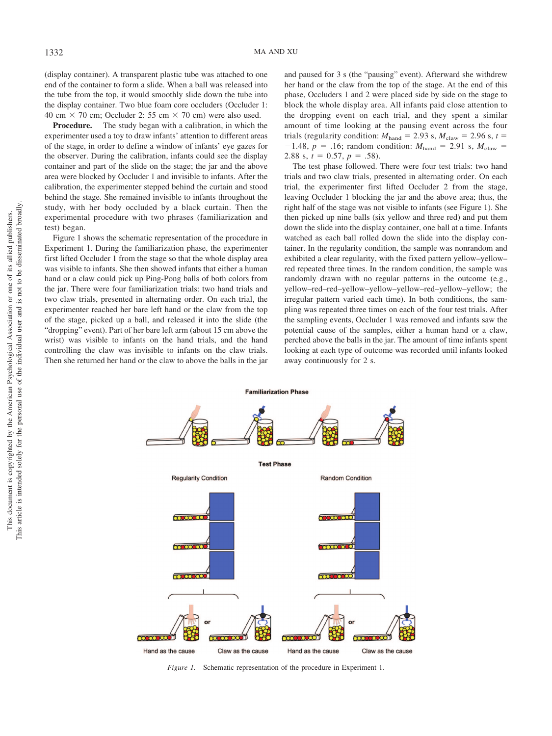(display container). A transparent plastic tube was attached to one end of the container to form a slide. When a ball was released into the tube from the top, it would smoothly slide down the tube into the display container. Two blue foam core occluders (Occluder 1: 40 cm × 70 cm; Occluder 2: 55 cm × 70 cm) were also used.

**Procedure.** The study began with a calibration, in which the experimenter used a toy to draw infants' attention to different areas of the stage, in order to define a window of infants' eye gazes for the observer. During the calibration, infants could see the display container and part of the slide on the stage; the jar and the above area were blocked by Occluder 1 and invisible to infants. After the calibration, the experimenter stepped behind the curtain and stood behind the stage. She remained invisible to infants throughout the study, with her body occluded by a black curtain. Then the experimental procedure with two phrases (familiarization and test) began.

Figure 1 shows the schematic representation of the procedure in Experiment 1. During the familiarization phase, the experimenter first lifted Occluder 1 from the stage so that the whole display area was visible to infants. She then showed infants that either a human hand or a claw could pick up Ping-Pong balls of both colors from the jar. There were four familiarization trials: two hand trials and two claw trials, presented in alternating order. On each trial, the experimenter reached her bare left hand or the claw from the top of the stage, picked up a ball, and released it into the slide (the "dropping" event). Part of her bare left arm (about 15 cm above the wrist) was visible to infants on the hand trials, and the hand controlling the claw was invisible to infants on the claw trials. Then she returned her hand or the claw to above the balls in the jar and paused for 3 s (the "pausing" event). Afterward she withdrew her hand or the claw from the top of the stage. At the end of this phase, Occluders 1 and 2 were placed side by side on the stage to block the whole display area. All infants paid close attention to the dropping event on each trial, and they spent a similar amount of time looking at the pausing event across the four trials (regularity condition: $M_{\text{hand}} = 2.93$ s, $M_{\text{claw}} = 2.96$ s, $t = -1.48$, $p = .16$; random condition: $M_{\text{hand}} = 2.91$ s, $M_{\text{claw}} = 2.88$ s, $t = 0.57$, $p = .58$).

The test phase followed. There were four test trials: two hand trials and two claw trials, presented in alternating order. On each trial, the experimenter first lifted Occluder 2 from the stage, leaving Occluder 1 blocking the jar and the above area; thus, the right half of the stage was not visible to infants (see Figure 1). She then picked up nine balls (six yellow and three red) and put them down the slide into the display container, one ball at a time. Infants watched as each ball rolled down the slide into the display container. In the regularity condition, the sample was nonrandom and exhibited a clear regularity, with the fixed pattern yellow–yellow–red repeated three times. In the random condition, the sample was randomly drawn with no regular patterns in the outcome (e.g., yellow–red–red–yellow–yellow–yellow–red–yellow–yellow; the irregular pattern varied each time). In both conditions, the sampling was repeated three times on each of the four test trials. After the sampling events, Occluder 1 was removed and infants saw the potential cause of the samples, either a human hand or a claw, perched above the balls in the jar. The amount of time infants spent looking at each type of outcome was recorded until infants looked away continuously for 2 s.

*Figure 1.* Schematic representation of the procedure in Experiment 1.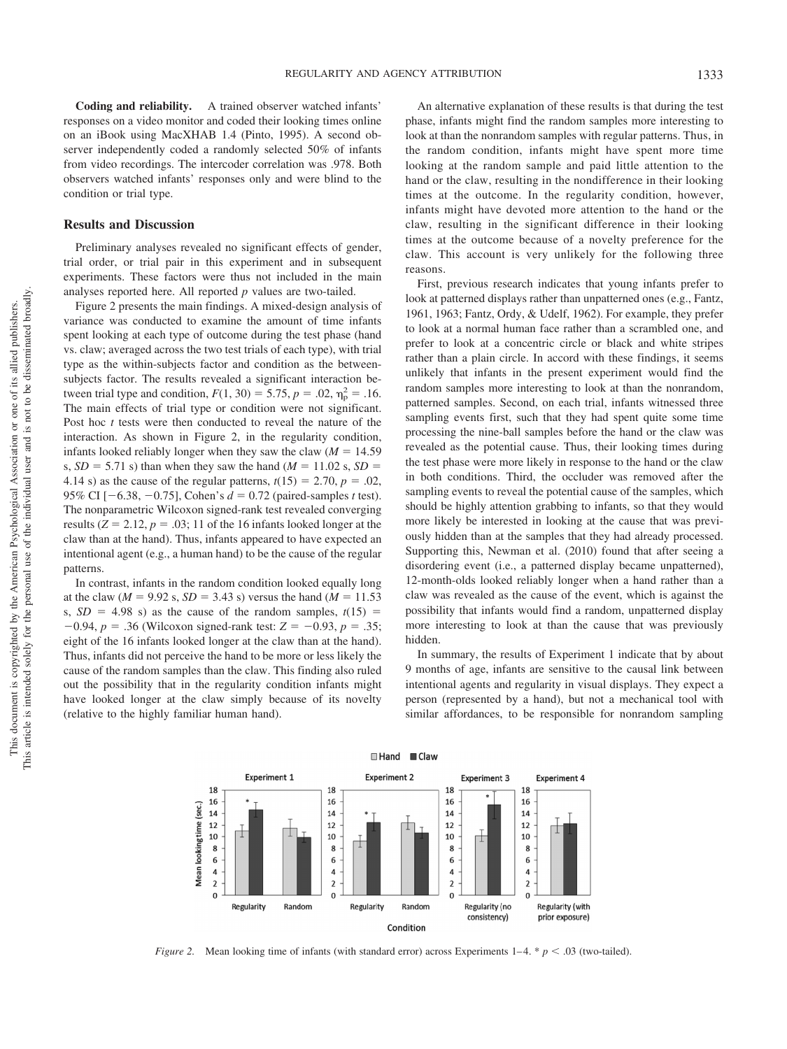**Coding and reliability.** A trained observer watched infants' responses on a video monitor and coded their looking times online on an iBook using MacXHAB 1.4 (Pinto, 1995). A second observer independently coded a randomly selected 50% of infants from video recordings. The intercoder correlation was .978. Both observers watched infants' responses only and were blind to the condition or trial type.

## Results and Discussion

Preliminary analyses revealed no significant effects of gender, trial order, or trial pair in this experiment and in subsequent experiments. These factors were thus not included in the main analyses reported here. All reported $p$ values are two-tailed.

Figure 2 presents the main findings. A mixed-design analysis of variance was conducted to examine the amount of time infants spent looking at each type of outcome during the test phase (hand vs. claw; averaged across the two test trials of each type), with trial type as the within-subjects factor and condition as the between-subjects factor. The results revealed a significant interaction between trial type and condition, $F(1, 30) = 5.75$, $p = .02$, $\eta_p^2 = .16$. The main effects of trial type or condition were not significant. Post hoc $t$ tests were then conducted to reveal the nature of the interaction. As shown in Figure 2, in the regularity condition, infants looked reliably longer when they saw the claw ($M = 14.59$ s, $SD = 5.71$ s) than when they saw the hand ($M = 11.02$ s, $SD = 4.14$ s) as the cause of the regular patterns, $t(15) = 2.70$, $p = .02$, 95% CI [−6.38, −0.75], Cohen's $d = 0.72$ (paired-samples $t$ test). The nonparametric Wilcoxon signed-rank test revealed converging results ($Z = 2.12$, $p = .03$; 11 of the 16 infants looked longer at the claw than at the hand). Thus, infants appeared to have expected an intentional agent (e.g., a human hand) to be the cause of the regular patterns.

In contrast, infants in the random condition looked equally long at the claw ($M = 9.92$ s, $SD = 3.43$ s) versus the hand ($M = 11.53$ s, $SD = 4.98$ s) as the cause of the random samples, $t(15) = -0.94$, $p = .36$ (Wilcoxon signed-rank test: $Z = -0.93$, $p = .35$; eight of the 16 infants looked longer at the claw than at the hand). Thus, infants did not perceive the hand to be more or less likely the cause of the random samples than the claw. This finding also ruled out the possibility that in the regularity condition infants might have looked longer at the claw simply because of its novelty (relative to the highly familiar human hand).

An alternative explanation of these results is that during the test phase, infants might find the random samples more interesting to look at than the nonrandom samples with regular patterns. Thus, in the random condition, infants might have spent more time looking at the random sample and paid little attention to the hand or the claw, resulting in the nondifference in their looking times at the outcome. In the regularity condition, however, infants might have devoted more attention to the hand or the claw, resulting in the significant difference in their looking times at the outcome because of a novelty preference for the claw. This account is very unlikely for the following three reasons.

First, previous research indicates that young infants prefer to look at patterned displays rather than unpatterned ones (e.g., Fantz, 1961, 1963; Fantz, Ordy, & Udelf, 1962). For example, they prefer to look at a normal human face rather than a scrambled one, and prefer to look at a concentric circle or black and white stripes rather than a plain circle. In accord with these findings, it seems unlikely that infants in the present experiment would find the random samples more interesting to look at than the nonrandom, patterned samples. Second, on each trial, infants witnessed three sampling events first, such that they had spent quite some time processing the nine-ball samples before the hand or the claw was revealed as the potential cause. Thus, their looking times during the test phase were more likely in response to the hand or the claw in both conditions. Third, the occluder was removed after the sampling events to reveal the potential cause of the samples, which should be highly attention grabbing to infants, so that they would more likely be interested in looking at the cause that was previously hidden than at the samples that they had already processed. Supporting this, Newman et al. (2010) found that after seeing a disordering event (i.e., a patterned display became unpatterned), 12-month-olds looked reliably longer when a hand rather than a claw was revealed as the cause of the event, which is against the possibility that infants would find a random, unpatterned display more interesting to look at than the cause that was previously hidden.

In summary, the results of Experiment 1 indicate that by about 9 months of age, infants are sensitive to the causal link between intentional agents and regularity in visual displays. They expect a person (represented by a hand), but not a mechanical tool with similar affordances, to be responsible for nonrandom sampling

Hand Claw

Experiment 1 | Experiment 2 | Experiment 3 | Experiment 4

Mean looking time (sec.)

18 16 14 12 10 8 6 4 2 0

\*

Regularity | Random | Regularity | Random | Regularity (no consistency) | Regularity (with prior exposure)

Condition

*Figure 2.* Mean looking time of infants (with standard error) across Experiments 1–4. * $p < .03$ (two-tailed).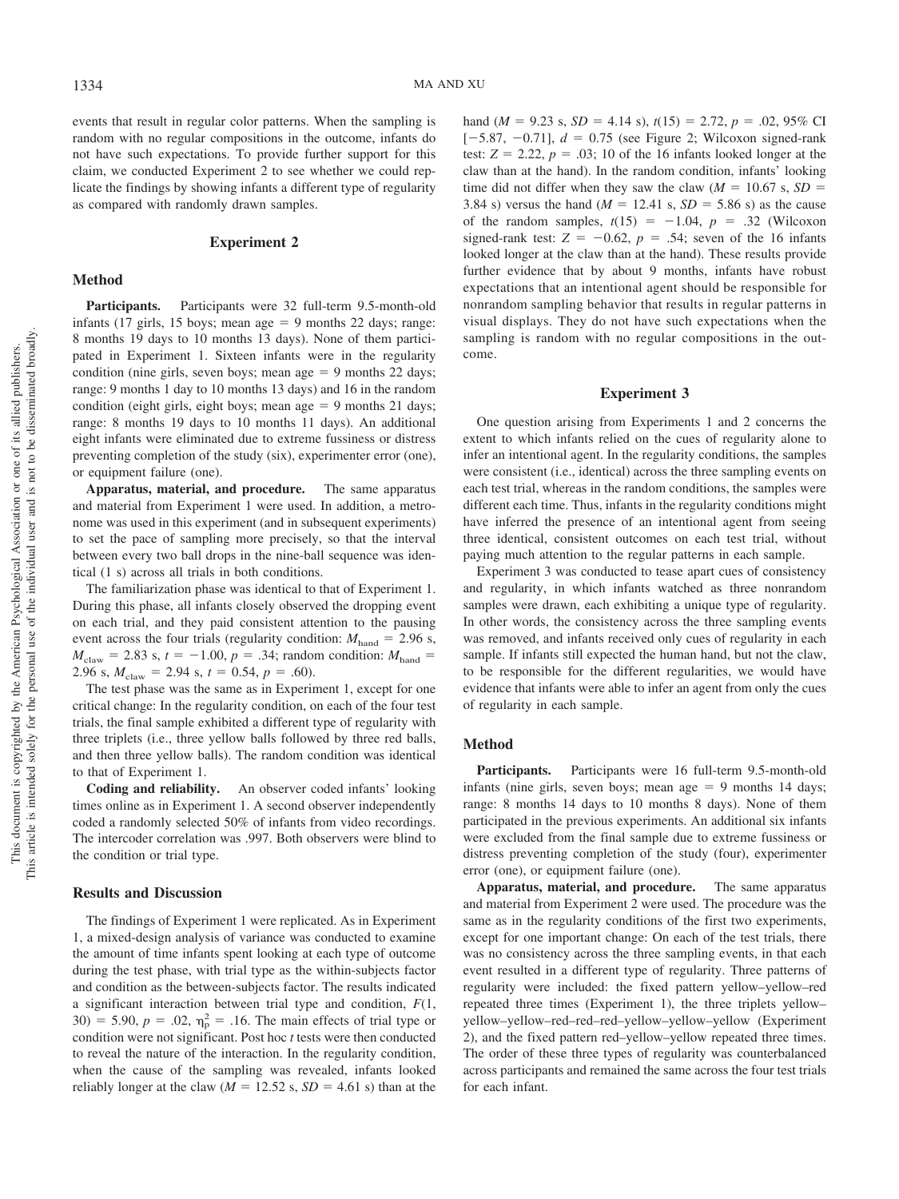events that result in regular color patterns. When the sampling is random with no regular compositions in the outcome, infants do not have such expectations. To provide further support for this claim, we conducted Experiment 2 to see whether we could replicate the findings by showing infants a different type of regularity as compared with randomly drawn samples.

## Experiment 2

### Method

**Participants.** Participants were 32 full-term 9.5-month-old infants (17 girls, 15 boys; mean age = 9 months 22 days; range: 8 months 19 days to 10 months 13 days). None of them participated in Experiment 1. Sixteen infants were in the regularity condition (nine girls, seven boys; mean age = 9 months 22 days; range: 9 months 1 day to 10 months 13 days) and 16 in the random condition (eight girls, eight boys; mean age = 9 months 21 days; range: 8 months 19 days to 10 months 11 days). An additional eight infants were eliminated due to extreme fussiness or distress preventing completion of the study (six), experimenter error (one), or equipment failure (one).

**Apparatus, material, and procedure.** The same apparatus and material from Experiment 1 were used. In addition, a metronome was used in this experiment (and in subsequent experiments) to set the pace of sampling more precisely, so that the interval between every two ball drops in the nine-ball sequence was identical (1 s) across all trials in both conditions.

The familiarization phase was identical to that of Experiment 1. During this phase, all infants closely observed the dropping event on each trial, and they paid consistent attention to the pausing event across the four trials (regularity condition: $M_{\text{hand}}$ = 2.96 s, $M_{\text{claw}}$ = 2.83 s, $t = -1.00$, $p = .34$; random condition: $M_{\text{hand}}$ = 2.96 s, $M_{\text{claw}}$ = 2.94 s, $t = 0.54$, $p = .60$).

The test phase was the same as in Experiment 1, except for one critical change: In the regularity condition, on each of the four test trials, the final sample exhibited a different type of regularity with three triplets (i.e., three yellow balls followed by three red balls, and then three yellow balls). The random condition was identical to that of Experiment 1.

**Coding and reliability.** An observer coded infants' looking times online as in Experiment 1. A second observer independently coded a randomly selected 50% of infants from video recordings. The intercoder correlation was .997. Both observers were blind to the condition or trial type.

### Results and Discussion

The findings of Experiment 1 were replicated. As in Experiment 1, a mixed-design analysis of variance was conducted to examine the amount of time infants spent looking at each type of outcome during the test phase, with trial type as the within-subjects factor and condition as the between-subjects factor. The results indicated a significant interaction between trial type and condition, $F(1, 30) = 5.90$, $p = .02$, $\eta_p^2 = .16$. The main effects of trial type or condition were not significant. Post hoc *t* tests were then conducted to reveal the nature of the interaction. In the regularity condition, when the cause of the sampling was revealed, infants looked reliably longer at the claw ($M$ = 12.52 s, $SD$ = 4.61 s) than at the hand ($M$ = 9.23 s, $SD$ = 4.14 s), $t(15) = 2.72$, $p = .02$, 95% CI [−5.87, −0.71], $d = 0.75$ (see Figure 2; Wilcoxon signed-rank test: $Z = 2.22$, $p = .03$; 10 of the 16 infants looked longer at the claw than at the hand). In the random condition, infants' looking time did not differ when they saw the claw ($M$ = 10.67 s, $SD$ = 3.84 s) versus the hand ($M$ = 12.41 s, $SD$ = 5.86 s) as the cause of the random samples, $t(15) = -1.04$, $p = .32$ (Wilcoxon signed-rank test: $Z = -0.62$, $p = .54$; seven of the 16 infants looked longer at the claw than at the hand). These results provide further evidence that by about 9 months, infants have robust expectations that an intentional agent should be responsible for nonrandom sampling behavior that results in regular patterns in visual displays. They do not have such expectations when the sampling is random with no regular compositions in the outcome.

## Experiment 3

One question arising from Experiments 1 and 2 concerns the extent to which infants relied on the cues of regularity alone to infer an intentional agent. In the regularity conditions, the samples were consistent (i.e., identical) across the three sampling events on each test trial, whereas in the random conditions, the samples were different each time. Thus, infants in the regularity conditions might have inferred the presence of an intentional agent from seeing three identical, consistent outcomes on each test trial, without paying much attention to the regular patterns in each sample.

Experiment 3 was conducted to tease apart cues of consistency and regularity, in which infants watched as three nonrandom samples were drawn, each exhibiting a unique type of regularity. In other words, the consistency across the three sampling events was removed, and infants received only cues of regularity in each sample. If infants still expected the human hand, but not the claw, to be responsible for the different regularities, we would have evidence that infants were able to infer an agent from only the cues of regularity in each sample.

### Method

**Participants.** Participants were 16 full-term 9.5-month-old infants (nine girls, seven boys; mean age = 9 months 14 days; range: 8 months 14 days to 10 months 8 days). None of them participated in the previous experiments. An additional six infants were excluded from the final sample due to extreme fussiness or distress preventing completion of the study (four), experimenter error (one), or equipment failure (one).

**Apparatus, material, and procedure.** The same apparatus and material from Experiment 2 were used. The procedure was the same as in the regularity conditions of the first two experiments, except for one important change: On each of the test trials, there was no consistency across the three sampling events, in that each event resulted in a different type of regularity. Three patterns of regularity were included: the fixed pattern yellow–yellow–red repeated three times (Experiment 1), the three triplets yellow–yellow–yellow–red–red–red–yellow–yellow–yellow (Experiment 2), and the fixed pattern red–yellow–yellow repeated three times. The order of these three types of regularity was counterbalanced across participants and remained the same across the four test trials for each infant.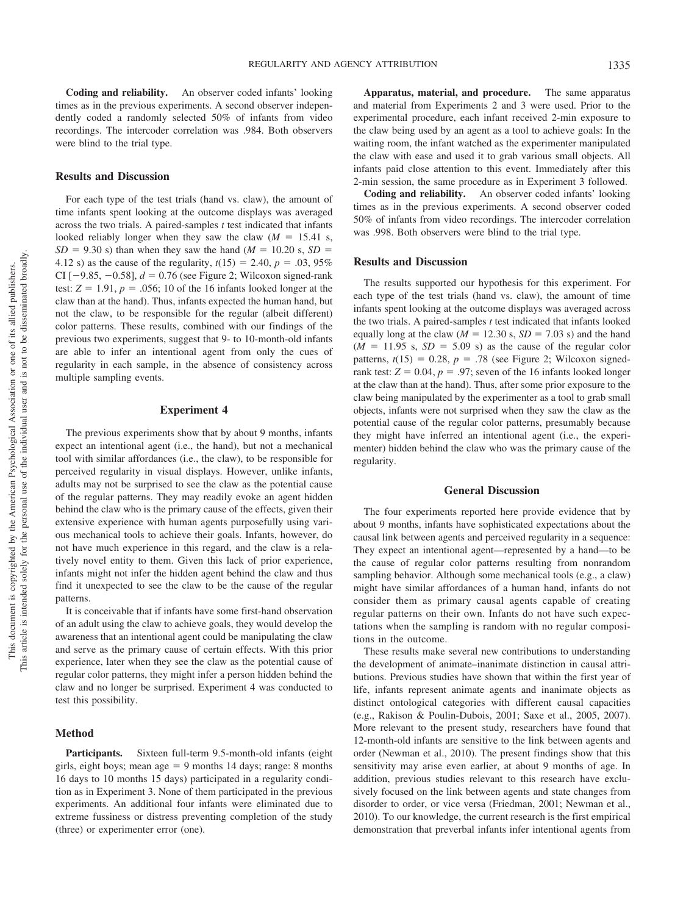**Coding and reliability.** An observer coded infants' looking times as in the previous experiments. A second observer independently coded a randomly selected 50% of infants from video recordings. The intercoder correlation was .984. Both observers were blind to the trial type.

## Results and Discussion

For each type of the test trials (hand vs. claw), the amount of time infants spent looking at the outcome displays was averaged across the two trials. A paired-samples *t* test indicated that infants looked reliably longer when they saw the claw ($M = 15.41$ s, $SD = 9.30$ s) than when they saw the hand ($M = 10.20$ s, $SD = 4.12$ s) as the cause of the regularity, $t(15) = 2.40$, $p = .03$, 95% CI [−9.85, −0.58], $d = 0.76$ (see Figure 2; Wilcoxon signed-rank test: $Z = 1.91$, $p = .056$; 10 of the 16 infants looked longer at the claw than at the hand). Thus, infants expected the human hand, but not the claw, to be responsible for the regular (albeit different) color patterns. These results, combined with our findings of the previous two experiments, suggest that 9- to 10-month-old infants are able to infer an intentional agent from only the cues of regularity in each sample, in the absence of consistency across multiple sampling events.

# Experiment 4

The previous experiments show that by about 9 months, infants expect an intentional agent (i.e., the hand), but not a mechanical tool with similar affordances (i.e., the claw), to be responsible for perceived regularity in visual displays. However, unlike infants, adults may not be surprised to see the claw as the potential cause of the regular patterns. They may readily evoke an agent hidden behind the claw who is the primary cause of the effects, given their extensive experience with human agents purposefully using various mechanical tools to achieve their goals. Infants, however, do not have much experience in this regard, and the claw is a relatively novel entity to them. Given this lack of prior experience, infants might not infer the hidden agent behind the claw and thus find it unexpected to see the claw to be the cause of the regular patterns.

It is conceivable that if infants have some first-hand observation of an adult using the claw to achieve goals, they would develop the awareness that an intentional agent could be manipulating the claw and serve as the primary cause of certain effects. With this prior experience, later when they see the claw as the potential cause of regular color patterns, they might infer a person hidden behind the claw and no longer be surprised. Experiment 4 was conducted to test this possibility.

## Method

**Participants.** Sixteen full-term 9.5-month-old infants (eight girls, eight boys; mean age = 9 months 14 days; range: 8 months 16 days to 10 months 15 days) participated in a regularity condition as in Experiment 3. None of them participated in the previous experiments. An additional four infants were eliminated due to extreme fussiness or distress preventing completion of the study (three) or experimenter error (one).

**Apparatus, material, and procedure.** The same apparatus and material from Experiments 2 and 3 were used. Prior to the experimental procedure, each infant received 2-min exposure to the claw being used by an agent as a tool to achieve goals: In the waiting room, the infant watched as the experimenter manipulated the claw with ease and used it to grab various small objects. All infants paid close attention to this event. Immediately after this 2-min session, the same procedure as in Experiment 3 followed.

**Coding and reliability.** An observer coded infants' looking times as in the previous experiments. A second observer coded 50% of infants from video recordings. The intercoder correlation was .998. Both observers were blind to the trial type.

## Results and Discussion

The results supported our hypothesis for this experiment. For each type of the test trials (hand vs. claw), the amount of time infants spent looking at the outcome displays was averaged across the two trials. A paired-samples *t* test indicated that infants looked equally long at the claw ($M = 12.30$ s, $SD = 7.03$ s) and the hand ($M = 11.95$ s, $SD = 5.09$ s) as the cause of the regular color patterns, $t(15) = 0.28$, $p = .78$ (see Figure 2; Wilcoxon signed-rank test: $Z = 0.04$, $p = .97$; seven of the 16 infants looked longer at the claw than at the hand). Thus, after some prior exposure to the claw being manipulated by the experimenter as a tool to grab small objects, infants were not surprised when they saw the claw as the potential cause of the regular color patterns, presumably because they might have inferred an intentional agent (i.e., the experimenter) hidden behind the claw who was the primary cause of the regularity.

# General Discussion

The four experiments reported here provide evidence that by about 9 months, infants have sophisticated expectations about the causal link between agents and perceived regularity in a sequence: They expect an intentional agent—represented by a hand—to be the cause of regular color patterns resulting from nonrandom sampling behavior. Although some mechanical tools (e.g., a claw) might have similar affordances of a human hand, infants do not consider them as primary causal agents capable of creating regular patterns on their own. Infants do not have such expectations when the sampling is random with no regular compositions in the outcome.

These results make several new contributions to understanding the development of animate–inanimate distinction in causal attributions. Previous studies have shown that within the first year of life, infants represent animate agents and inanimate objects as distinct ontological categories with different causal capacities (e.g., Rakison & Poulin-Dubois, 2001; Saxe et al., 2005, 2007). More relevant to the present study, researchers have found that 12-month-old infants are sensitive to the link between agents and order (Newman et al., 2010). The present findings show that this sensitivity may arise even earlier, at about 9 months of age. In addition, previous studies relevant to this research have exclusively focused on the link between agents and state changes from disorder to order, or vice versa (Friedman, 2001; Newman et al., 2010). To our knowledge, the current research is the first empirical demonstration that preverbal infants infer intentional agents from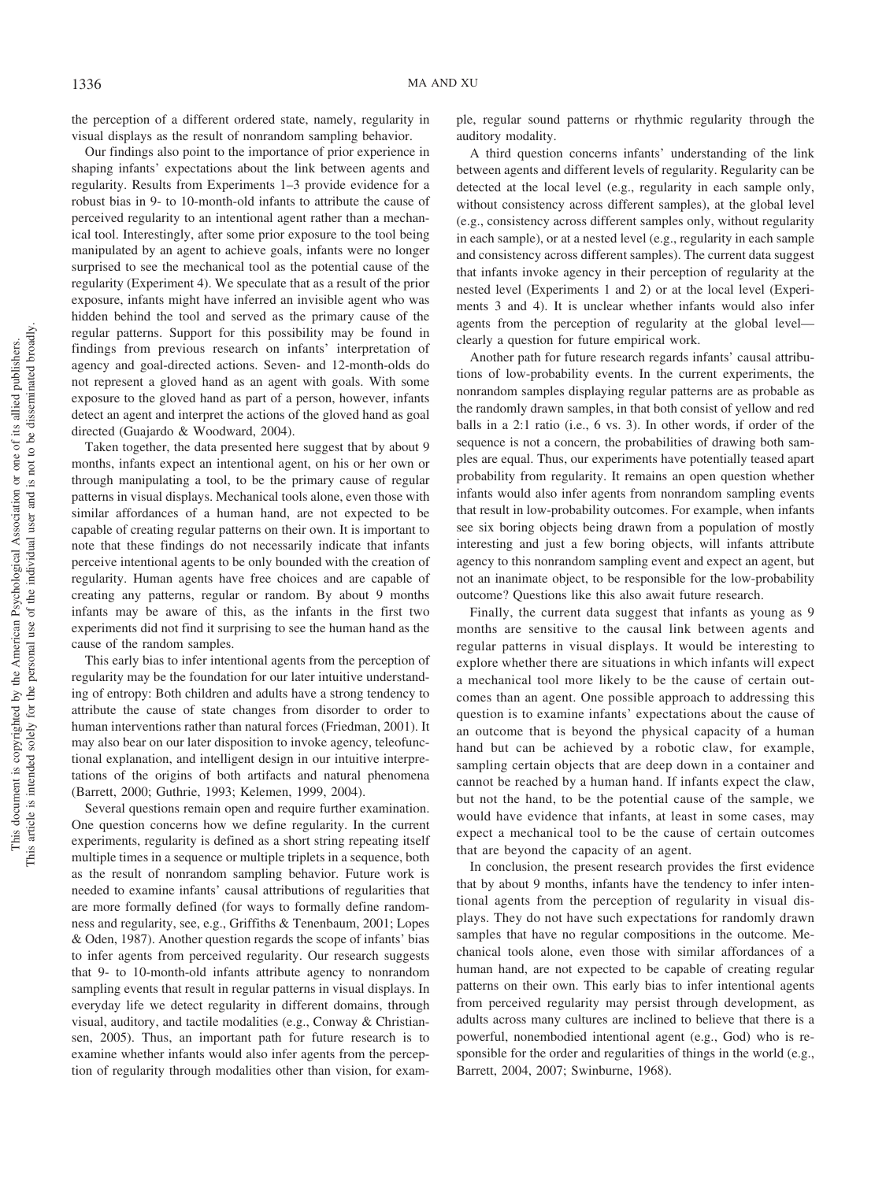the perception of a different ordered state, namely, regularity in visual displays as the result of nonrandom sampling behavior.

Our findings also point to the importance of prior experience in shaping infants' expectations about the link between agents and regularity. Results from Experiments 1–3 provide evidence for a robust bias in 9- to 10-month-old infants to attribute the cause of perceived regularity to an intentional agent rather than a mechanical tool. Interestingly, after some prior exposure to the tool being manipulated by an agent to achieve goals, infants were no longer surprised to see the mechanical tool as the potential cause of the regularity (Experiment 4). We speculate that as a result of the prior exposure, infants might have inferred an invisible agent who was hidden behind the tool and served as the primary cause of the regular patterns. Support for this possibility may be found in findings from previous research on infants' interpretation of agency and goal-directed actions. Seven- and 12-month-olds do not represent a gloved hand as an agent with goals. With some exposure to the gloved hand as part of a person, however, infants detect an agent and interpret the actions of the gloved hand as goal directed (Guajardo & Woodward, 2004).

Taken together, the data presented here suggest that by about 9 months, infants expect an intentional agent, on his or her own or through manipulating a tool, to be the primary cause of regular patterns in visual displays. Mechanical tools alone, even those with similar affordances of a human hand, are not expected to be capable of creating regular patterns on their own. It is important to note that these findings do not necessarily indicate that infants perceive intentional agents to be only bounded with the creation of regularity. Human agents have free choices and are capable of creating any patterns, regular or random. By about 9 months infants may be aware of this, as the infants in the first two experiments did not find it surprising to see the human hand as the cause of the random samples.

This early bias to infer intentional agents from the perception of regularity may be the foundation for our later intuitive understanding of entropy: Both children and adults have a strong tendency to attribute the cause of state changes from disorder to order to human interventions rather than natural forces (Friedman, 2001). It may also bear on our later disposition to invoke agency, teleofunctional explanation, and intelligent design in our intuitive interpretations of the origins of both artifacts and natural phenomena (Barrett, 2000; Guthrie, 1993; Kelemen, 1999, 2004).

Several questions remain open and require further examination. One question concerns how we define regularity. In the current experiments, regularity is defined as a short string repeating itself multiple times in a sequence or multiple triplets in a sequence, both as the result of nonrandom sampling behavior. Future work is needed to examine infants' causal attributions of regularities that are more formally defined (for ways to formally define randomness and regularity, see, e.g., Griffiths & Tenenbaum, 2001; Lopes & Oden, 1987). Another question regards the scope of infants' bias to infer agents from perceived regularity. Our research suggests that 9- to 10-month-old infants attribute agency to nonrandom sampling events that result in regular patterns in visual displays. In everyday life we detect regularity in different domains, through visual, auditory, and tactile modalities (e.g., Conway & Christiansen, 2005). Thus, an important path for future research is to examine whether infants would also infer agents from the perception of regularity through modalities other than vision, for example, regular sound patterns or rhythmic regularity through the auditory modality.

A third question concerns infants' understanding of the link between agents and different levels of regularity. Regularity can be detected at the local level (e.g., regularity in each sample only, without consistency across different samples), at the global level (e.g., consistency across different samples only, without regularity in each sample), or at a nested level (e.g., regularity in each sample and consistency across different samples). The current data suggest that infants invoke agency in their perception of regularity at the nested level (Experiments 1 and 2) or at the local level (Experiments 3 and 4). It is unclear whether infants would also infer agents from the perception of regularity at the global level—clearly a question for future empirical work.

Another path for future research regards infants' causal attributions of low-probability events. In the current experiments, the nonrandom samples displaying regular patterns are as probable as the randomly drawn samples, in that both consist of yellow and red balls in a 2:1 ratio (i.e., 6 vs. 3). In other words, if order of the sequence is not a concern, the probabilities of drawing both samples are equal. Thus, our experiments have potentially teased apart probability from regularity. It remains an open question whether infants would also infer agents from nonrandom sampling events that result in low-probability outcomes. For example, when infants see six boring objects being drawn from a population of mostly interesting and just a few boring objects, will infants attribute agency to this nonrandom sampling event and expect an agent, but not an inanimate object, to be responsible for the low-probability outcome? Questions like this also await future research.

Finally, the current data suggest that infants as young as 9 months are sensitive to the causal link between agents and regular patterns in visual displays. It would be interesting to explore whether there are situations in which infants will expect a mechanical tool more likely to be the cause of certain outcomes than an agent. One possible approach to addressing this question is to examine infants' expectations about the cause of an outcome that is beyond the physical capacity of a human hand but can be achieved by a robotic claw, for example, sampling certain objects that are deep down in a container and cannot be reached by a human hand. If infants expect the claw, but not the hand, to be the potential cause of the sample, we would have evidence that infants, at least in some cases, may expect a mechanical tool to be the cause of certain outcomes that are beyond the capacity of an agent.

In conclusion, the present research provides the first evidence that by about 9 months, infants have the tendency to infer intentional agents from the perception of regularity in visual displays. They do not have such expectations for randomly drawn samples that have no regular compositions in the outcome. Mechanical tools alone, even those with similar affordances of a human hand, are not expected to be capable of creating regular patterns on their own. This early bias to infer intentional agents from perceived regularity may persist through development, as adults across many cultures are inclined to believe that there is a powerful, nonembodied intentional agent (e.g., God) who is responsible for the order and regularities of things in the world (e.g., Barrett, 2004, 2007; Swinburne, 1968).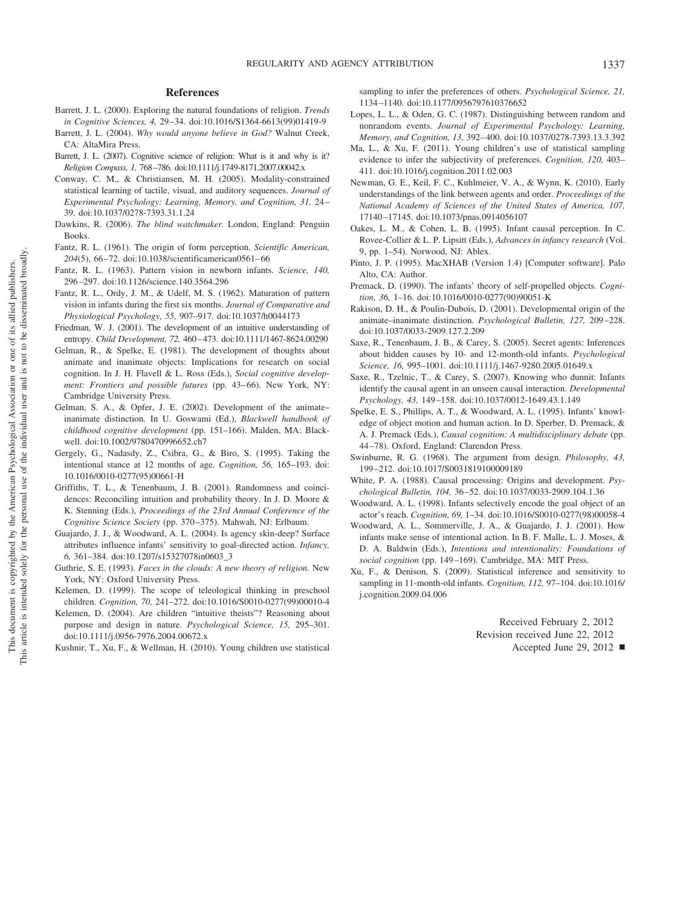## References

Barrett, J. L. (2000). Exploring the natural foundations of religion. *Trends in Cognitive Sciences, 4,* 29–34. doi:10.1016/S1364-6613(99)01419-9

Barrett, J. L. (2004). *Why would anyone believe in God?* Walnut Creek, CA: AltaMira Press.

Barrett, J. L. (2007). Cognitive science of religion: What is it and why is it? *Religion Compass, 1,* 768–786. doi:10.1111/j.1749-8171.2007.00042.x

Conway, C. M., & Christiansen, M. H. (2005). Modality-constrained statistical learning of tactile, visual, and auditory sequences. *Journal of Experimental Psychology: Learning, Memory, and Cognition, 31,* 24–39. doi:10.1037/0278-7393.31.1.24

Dawkins, R. (2006). *The blind watchmaker.* London, England: Penguin Books.

Fantz, R. L. (1961). The origin of form perception. *Scientific American, 204*(5), 66–72. doi:10.1038/scientificamerican0561–66

Fantz, R. L. (1963). Pattern vision in newborn infants. *Science, 140,* 296–297. doi:10.1126/science.140.3564.296

Fantz, R. L., Ordy, J. M., & Udelf, M. S. (1962). Maturation of pattern vision in infants during the first six months. *Journal of Comparative and Physiological Psychology, 55,* 907–917. doi:10.1037/h0044173

Friedman, W. J. (2001). The development of an intuitive understanding of entropy. *Child Development, 72,* 460–473. doi:10.1111/1467-8624.00290

Gelman, R., & Spelke, E. (1981). The development of thoughts about animate and inanimate objects: Implications for research on social cognition. In J. H. Flavell & L. Ross (Eds.), *Social cognitive development: Frontiers and possible futures* (pp. 43–66). New York, NY: Cambridge University Press.

Gelman, S. A., & Opfer, J. E. (2002). Development of the animate–inanimate distinction. In U. Goswami (Ed.), *Blackwell handbook of childhood cognitive development* (pp. 151–166). Malden, MA: Blackwell. doi:10.1002/9780470996652.ch7

Gergely, G., Nadasdy, Z., Csibra, G., & Biro, S. (1995). Taking the intentional stance at 12 months of age. *Cognition, 56,* 165–193. doi:10.1016/0010-0277(95)00661-H

Griffiths, T. L., & Tenenbaum, J. B. (2001). Randomness and coincidences: Reconciling intuition and probability theory. In J. D. Moore & K. Stenning (Eds.), *Proceedings of the 23rd Annual Conference of the Cognitive Science Society* (pp. 370–375). Mahwah, NJ: Erlbaum.

Guajardo, J. J., & Woodward, A. L. (2004). Is agency skin-deep? Surface attributes influence infants' sensitivity to goal-directed action. *Infancy, 6,* 361–384. doi:10.1207/s15327078in0603_3

Guthrie, S. E. (1993). *Faces in the clouds: A new theory of religion.* New York, NY: Oxford University Press.

Kelemen, D. (1999). The scope of teleological thinking in preschool children. *Cognition, 70,* 241–272. doi:10.1016/S0010-0277(99)00010-4

Kelemen, D. (2004). Are children "intuitive theists"? Reasoning about purpose and design in nature. *Psychological Science, 15,* 295–301. doi:10.1111/j.0956-7976.2004.00672.x

Kushnir, T., Xu, F., & Wellman, H. (2010). Young children use statistical sampling to infer the preferences of others. *Psychological Science, 21,* 1134–1140. doi:10.1177/0956797610376652

Lopes, L. L., & Oden, G. C. (1987). Distinguishing between random and nonrandom events. *Journal of Experimental Psychology: Learning, Memory, and Cognition, 13,* 392–400. doi:10.1037/0278-7393.13.3.392

Ma, L., & Xu, F. (2011). Young children's use of statistical sampling evidence to infer the subjectivity of preferences. *Cognition, 120,* 403–411. doi:10.1016/j.cognition.2011.02.003

Newman, G. E., Keil, F. C., Kuhlmeier, V. A., & Wynn, K. (2010). Early understandings of the link between agents and order. *Proceedings of the National Academy of Sciences of the United States of America, 107,* 17140–17145. doi:10.1073/pnas.0914056107

Oakes, L. M., & Cohen, L. B. (1995). Infant causal perception. In C. Rovee-Collier & L. P. Lipsitt (Eds.), *Advances in infancy research* (Vol. 9, pp. 1–54). Norwood, NJ: Ablex.

Pinto, J. P. (1995). MacXHAB (Version 1.4) [Computer software]. Palo Alto, CA: Author.

Premack, D. (1990). The infants' theory of self-propelled objects. *Cognition, 36,* 1–16. doi:10.1016/0010-0277(90)90051-K

Rakison, D. H., & Poulin-Dubois, D. (2001). Developmental origin of the animate–inanimate distinction. *Psychological Bulletin, 127,* 209–228. doi:10.1037/0033-2909.127.2.209

Saxe, R., Tenenbaum, J. B., & Carey, S. (2005). Secret agents: Inferences about hidden causes by 10- and 12-month-old infants. *Psychological Science, 16,* 995–1001. doi:10.1111/j.1467-9280.2005.01649.x

Saxe, R., Tzelnic, T., & Carey, S. (2007). Knowing who dunnit: Infants identify the causal agent in an unseen causal interaction. *Developmental Psychology, 43,* 149–158. doi:10.1037/0012-1649.43.1.149

Spelke, E. S., Phillips, A. T., & Woodward, A. L. (1995). Infants' knowledge of object motion and human action. In D. Sperber, D. Premack, & A. J. Premack (Eds.), *Causal cognition: A multidisciplinary debate* (pp. 44–78). Oxford, England: Clarendon Press.

Swinburne, R. G. (1968). The argument from design. *Philosophy, 43,* 199–212. doi:10.1017/S0031819100009189

White, P. A. (1988). Causal processing: Origins and development. *Psychological Bulletin, 104,* 36–52. doi:10.1037/0033-2909.104.1.36

Woodward, A. L. (1998). Infants selectively encode the goal object of an actor's reach. *Cognition, 69,* 1–34. doi:10.1016/S0010-0277(98)00058-4

Woodward, A. L., Sommerville, J. A., & Guajardo, J. J. (2001). How infants make sense of intentional action. In B. F. Malle, L. J. Moses, & D. A. Baldwin (Eds.), *Intentions and intentionality: Foundations of social cognition* (pp. 149–169). Cambridge, MA: MIT Press.

Xu, F., & Denison, S. (2009). Statistical inference and sensitivity to sampling in 11-month-old infants. *Cognition, 112,* 97–104. doi:10.1016/j.cognition.2009.04.006

Received February 2, 2012
Revision received June 22, 2012
Accepted June 29, 2012 ■